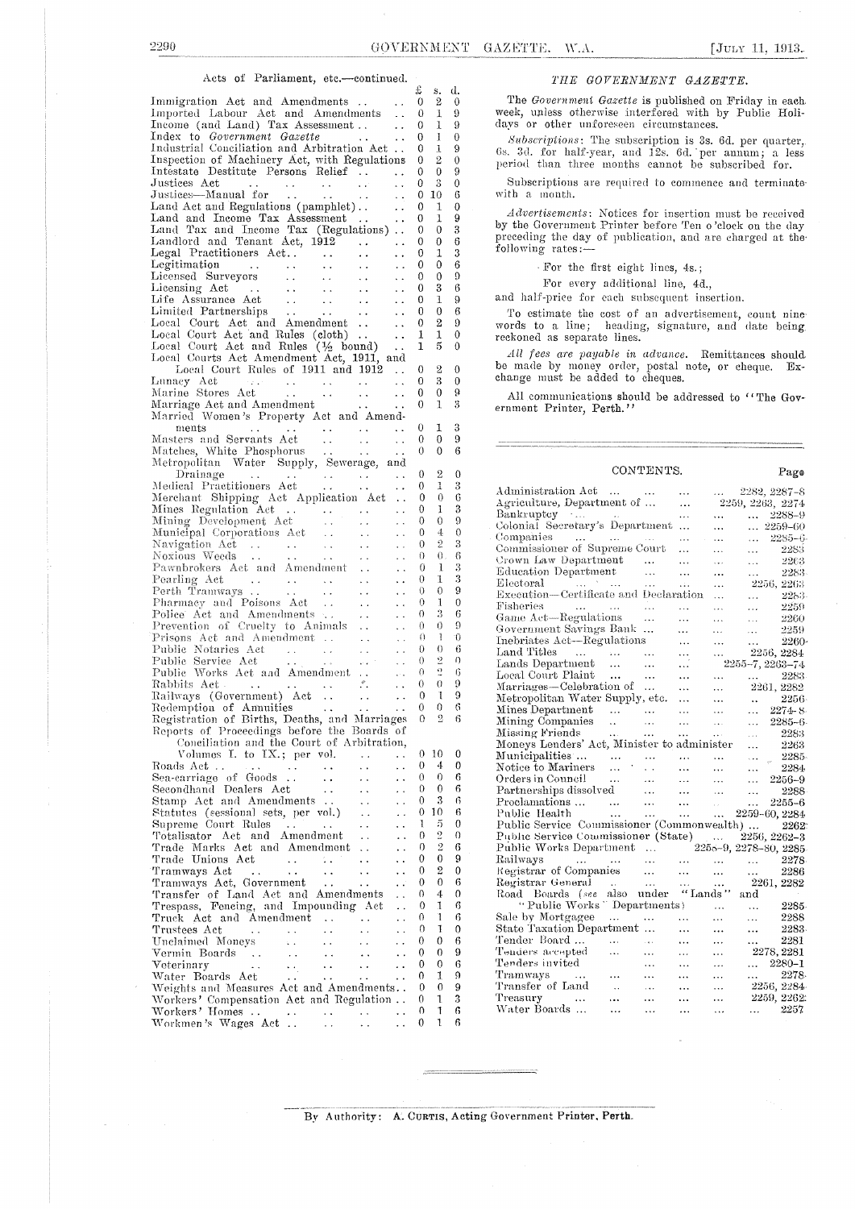Acts of Parliament, etc.—continued.

| | £ | s. | d. |
|---|---|---|---|
| Immigration Act and Amendments | 0 | 2 | 0 |
| Imported Labour Act and Amendments | 0 | 1 | 9 |
| Income (and Land) Tax Assessment | 0 | 1 | 9 |
| Index to *Government Gazette* | 0 | 1 | 0 |
| Industrial Conciliation and Arbitration Act | 0 | 1 | 9 |
| Inspection of Machinery Act, with Regulations | 0 | 2 | 0 |
| Intestate Destitute Persons Relief | 0 | 0 | 9 |
| Justices Act | 0 | 3 | 0 |
| Justices—Manual for | 0 | 10 | 6 |
| Land Act and Regulations (pamphlet) | 0 | 1 | 0 |
| Land and Income Tax Assessment | 0 | 1 | 9 |
| Land Tax and Income Tax (Regulations) | 0 | 0 | 3 |
| Landlord and Tenant Act, 1912 | 0 | 0 | 6 |
| Legal Practitioners Act | 0 | 1 | 3 |
| Legitimation | 0 | 0 | 6 |
| Licensed Surveyors | 0 | 0 | 9 |
| Licensing Act | 0 | 3 | 6 |
| Life Assurance Act | 0 | 1 | 9 |
| Limited Partnerships | 0 | 0 | 6 |
| Local Court Act and Amendment | 0 | 2 | 9 |
| Local Court Act and Rules (cloth) | 1 | 1 | 0 |
| Local Court Act and Rules (½ bound) | 1 | 5 | 0 |
| Local Courts Act Amendment Act, 1911, and Local Court Rules of 1911 and 1912 | 0 | 2 | 0 |
| Lunacy Act | 0 | 3 | 0 |
| Marine Stores Act | 0 | 0 | 9 |
| Marriage Act and Amendment | 0 | 1 | 3 |
| Married Women's Property Act and Amendments | 0 | 1 | 3 |
| Masters and Servants Act | 0 | 0 | 9 |
| Matches, White Phosphorus | 0 | 0 | 6 |
| Metropolitan Water Supply, Sewerage, and Drainage | 0 | 2 | 0 |
| Medical Practitioners Act | 0 | 1 | 3 |
| Merchant Shipping Act Application Act | 0 | 0 | 6 |
| Mines Regulation Act | 0 | 1 | 3 |
| Mining Development Act | 0 | 0 | 9 |
| Municipal Corporations Act | 0 | 4 | 0 |
| Navigation Act | 0 | 2 | 3 |
| Noxious Weeds | 0 | 0 | 6 |
| Pawnbrokers Act and Amendment | 0 | 1 | 0 |
| Pearling Act | 0 | 1 | 3 |
| Perth Tramways | 0 | 0 | 9 |
| Pharmacy and Poisons Act | 0 | 1 | 0 |
| Police Act and Amendments | 0 | 3 | 6 |
| Prevention of Cruelty to Animals | 0 | 0 | 9 |
| Prisons Act and Amendment | 0 | 1 | 0 |
| Public Notaries Act | 0 | 0 | 6 |
| Public Service Act | 0 | 2 | 0 |
| Public Works Act and Amendment | 0 | 2 | 6 |
| Rabbits Act | 0 | 0 | 9 |
| Railways (Government) Act | 0 | 1 | 9 |
| Redemption of Annuities | 0 | 0 | 6 |
| Registration of Births, Deaths, and Marriages | 0 | 2 | 6 |
| Reports of Proceedings before the Boards of Conciliation and the Court of Arbitration, Volumes I. to IX.; per vol. | 0 | 10 | 0 |
| Roads Act | 0 | 4 | 0 |
| Sea-carriage of Goods | 0 | 0 | 6 |
| Secondhand Dealers Act | 0 | 0 | 6 |
| Stamp Act and Amendments | 0 | 3 | 6 |
| Statutes (sessional sets, per vol.) | 0 | 10 | 6 |
| Supreme Court Rules | 1 | 5 | 0 |
| Totalisator Act and Amendment | 0 | 2 | 0 |
| Trade Marks Act and Amendment | 0 | 2 | 6 |
| Trade Unions Act | 0 | 0 | 9 |
| Tramways Act | 0 | 2 | 0 |
| Tramways Act, Government | 0 | 0 | 6 |
| Transfer of Land Act and Amendments | 0 | 4 | 0 |
| Trespass, Fencing, and Impounding Act | 0 | 1 | 6 |
| Truck Act and Amendment | 0 | 1 | 6 |
| Trustees Act | 0 | 1 | 0 |
| Unclaimed Moneys | 0 | 0 | 6 |
| Vermin Boards | 0 | 0 | 9 |
| Veterinary | 0 | 0 | 6 |
| Water Boards Act | 0 | 1 | 9 |
| Weights and Measures Act and Amendments | 0 | 0 | 9 |
| Workers' Compensation Act and Regulation | 0 | 1 | 3 |
| Workers' Homes | 0 | 1 | 6 |
| Workmen's Wages Act | 0 | 1 | 6 |

## *THE GOVERNMENT GAZETTE.*

The *Government Gazette* is published on Friday in each week, unless otherwise interfered with by Public Holidays or other unforeseen circumstances.

*Subscriptions*: The subscription is 3s. 6d. per quarter, 6s. 3d. for half-year, and 12s. 6d. per annum; a less period than three months cannot be subscribed for.

Subscriptions are required to commence and terminate with a month.

*Advertisements*: Notices for insertion must be received by the Government Printer before Ten o'clock on the day preceding the day of publication, and are charged at the following rates:—

For the first eight lines, 4s.;

For every additional line, 4d.,

and half-price for each subsequent insertion.

To estimate the cost of an advertisement, count nine words to a line; heading, signature, and date being reckoned as separate lines.

*All fees are payable in advance.* Remittances should be made by money order, postal note, or cheque. Exchange must be added to cheques.

All communications should be addressed to "The Government Printer, Perth."

## CONTENTS.

| | Page |
|---|---|
| Administration Act | 2282, 2287-8 |
| Agriculture, Department of | 2259, 2263, 2274 |
| Bankruptcy | 2288-9 |
| Colonial Secretary's Department | 2259-60 |
| Companies | 2285-6 |
| Commissioner of Supreme Court | 2283 |
| Crown Law Department | 2263 |
| Education Department | 2283 |
| Electoral | 2256, 2263 |
| Execution—Certificate and Declaration | 2283 |
| Fisheries | 2259 |
| Game Act—Regulations | 2260 |
| Government Savings Bank | 2259 |
| Inebriates Act—Regulations | 2260 |
| Land Titles | 2256, 2284 |
| Lands Department | 2255-7, 2263-74 |
| Local Court Plaint | 2283 |
| Marriages—Celebration of | 2261, 2282 |
| Metropolitan Water Supply, etc. | 2256 |
| Mines Department | 2274-8 |
| Mining Companies | 2285-6 |
| Missing Friends | 2283 |
| Moneys Lenders' Act, Minister to administer | 2263 |
| Municipalities | 2285 |
| Notice to Mariners | 2284 |
| Orders in Council | 2256-9 |
| Partnerships dissolved | 2288 |
| Proclamations | 2255-6 |
| Public Health | 2259-60, 2284 |
| Public Service Commissioner (Commonwealth) | 2262 |
| Public Service Commissioner (State) | 2256, 2262-3 |
| Public Works Department | 2255-9, 2278-80, 2285 |
| Railways | 2278 |
| Registrar of Companies | 2286 |
| Registrar General | 2261, 2282 |
| Road Boards (*see* also under "Lands" and "Public Works" Departments) | 2285 |
| Sale by Mortgagee | 2288 |
| State Taxation Department | 2283 |
| Tender Board | 2281 |
| Tenders accepted | 2278, 2281 |
| Tenders invited | 2280-1 |
| Tramways | 2278 |
| Transfer of Land | 2256, 2284 |
| Treasury | 2259, 2262 |
| Water Boards | 2257 |

By Authority: A. Curtis, Acting Government Printer, Perth.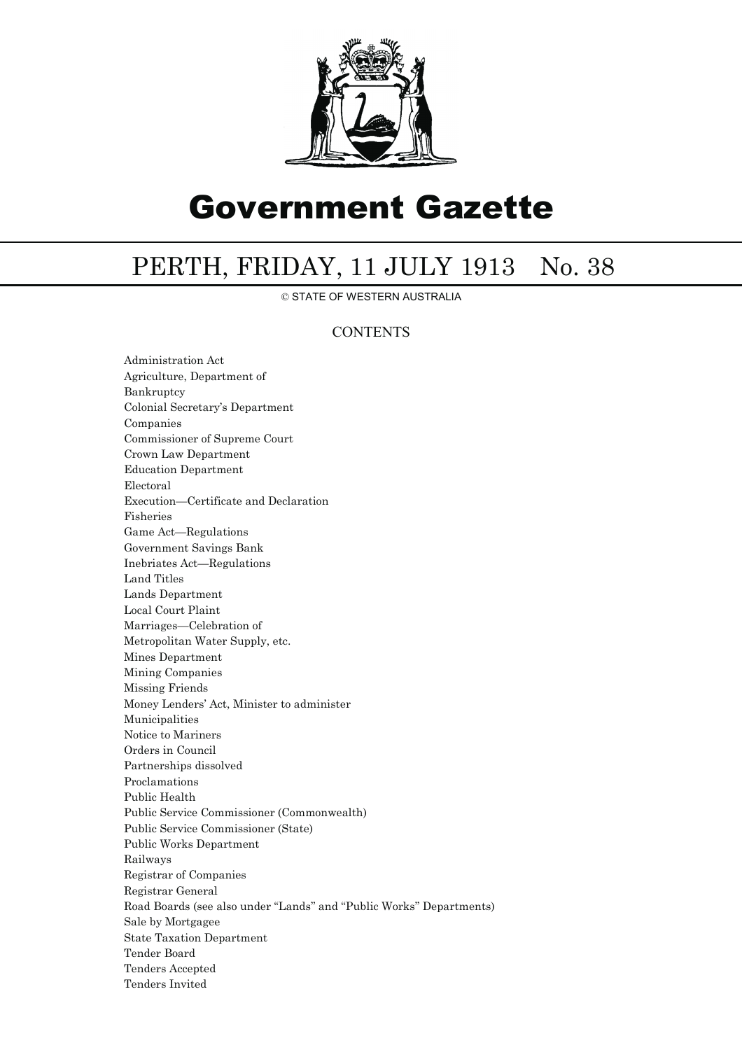# Government Gazette

## PERTH, FRIDAY, 11 JULY 1913 No. 38

© STATE OF WESTERN AUSTRALIA

### CONTENTS

Administration Act
Agriculture, Department of
Bankruptcy
Colonial Secretary's Department
Companies
Commissioner of Supreme Court
Crown Law Department
Education Department
Electoral
Execution—Certificate and Declaration
Fisheries
Game Act—Regulations
Government Savings Bank
Inebriates Act—Regulations
Land Titles
Lands Department
Local Court Plaint
Marriages—Celebration of
Metropolitan Water Supply, etc.
Mines Department
Mining Companies
Missing Friends
Money Lenders' Act, Minister to administer
Municipalities
Notice to Mariners
Orders in Council
Partnerships dissolved
Proclamations
Public Health
Public Service Commissioner (Commonwealth)
Public Service Commissioner (State)
Public Works Department
Railways
Registrar of Companies
Registrar General
Road Boards (see also under "Lands" and "Public Works" Departments)
Sale by Mortgagee
State Taxation Department
Tender Board
Tenders Accepted
Tenders Invited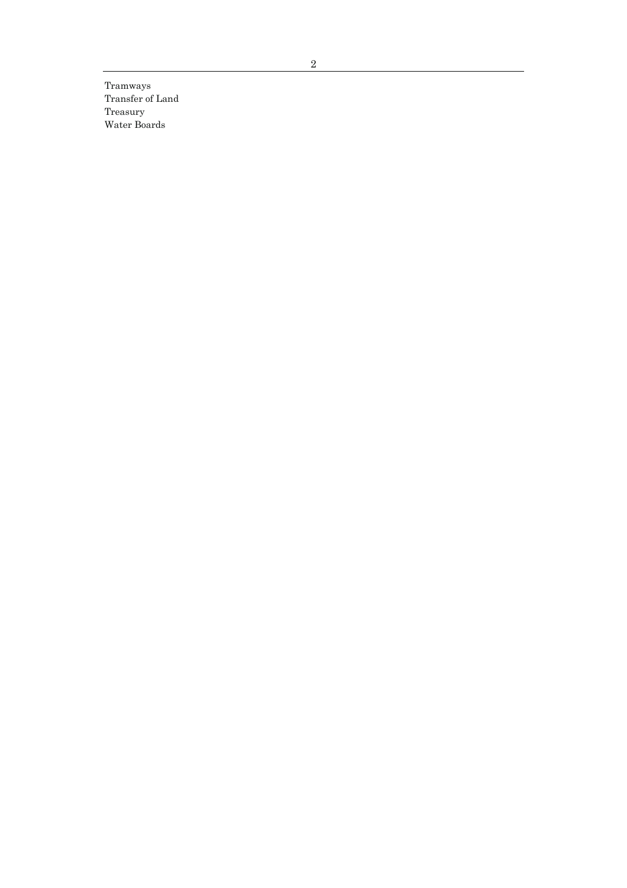Tramways
Transfer of Land
Treasury
Water Boards